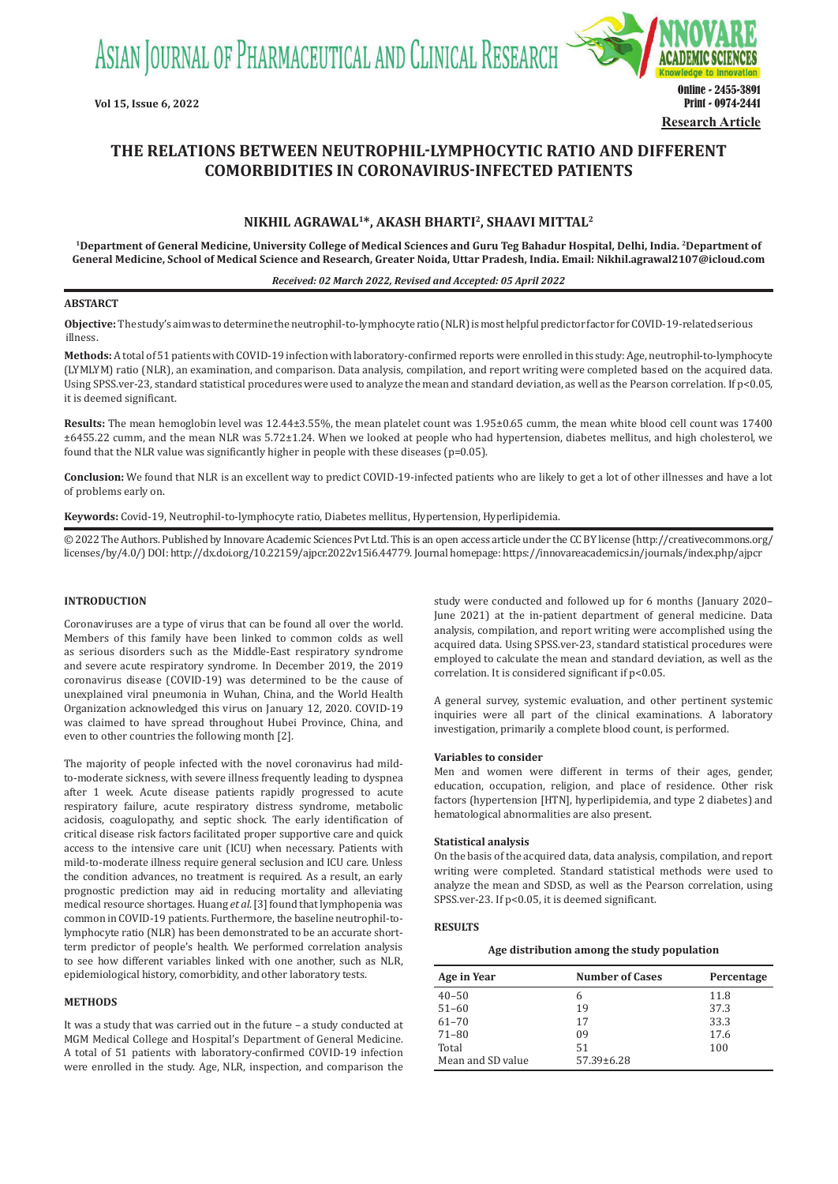Research Article

# THE RELATIONS BETWEEN NEUTROPHIL-LYMPHOCYTIC RATIO AND DIFFERENT COMORBIDITIES IN CORONAVIRUS-INFECTED PATIENTS

**NIKHIL AGRAWAL[1]*, AKASH BHARTI[2], SHAAVI MITTAL[2]**

[1]Department of General Medicine, University College of Medical Sciences and Guru Teg Bahadur Hospital, Delhi, India. [2]Department of General Medicine, School of Medical Science and Research, Greater Noida, Uttar Pradesh, India. Email: Nikhil.agrawal2107@icloud.com

*Received: 02 March 2022, Revised and Accepted: 05 April 2022*

## ABSTARCT

**Objective:** The study's aim was to determine the neutrophil-to-lymphocyte ratio (NLR) is most helpful predictor factor for COVID-19-related serious illness.

**Methods:** A total of 51 patients with COVID-19 infection with laboratory-confirmed reports were enrolled in this study: Age, neutrophil-to-lymphocyte (LYMLYM) ratio (NLR), an examination, and comparison. Data analysis, compilation, and report writing were completed based on the acquired data. Using SPSS.ver-23, standard statistical procedures were used to analyze the mean and standard deviation, as well as the Pearson correlation. If $p<0.05$, it is deemed significant.

**Results:** The mean hemoglobin level was 12.44±3.55%, the mean platelet count was 1.95±0.65 cumm, the mean white blood cell count was 17400 ±6455.22 cumm, and the mean NLR was 5.72±1.24. When we looked at people who had hypertension, diabetes mellitus, and high cholesterol, we found that the NLR value was significantly higher in people with these diseases ($p=0.05$).

**Conclusion:** We found that NLR is an excellent way to predict COVID-19-infected patients who are likely to get a lot of other illnesses and have a lot of problems early on.

**Keywords:** Covid-19, Neutrophil-to-lymphocyte ratio, Diabetes mellitus, Hypertension, Hyperlipidemia.

© 2022 The Authors. Published by Innovare Academic Sciences Pvt Ltd. This is an open access article under the CC BY license (http://creativecommons.org/licenses/by/4.0/) DOI: http://dx.doi.org/10.22159/ajpcr.2022v15i6.44779. Journal homepage: https://innovareacademics.in/journals/index.php/ajpcr

## INTRODUCTION

Coronaviruses are a type of virus that can be found all over the world. Members of this family have been linked to common colds as well as serious disorders such as the Middle-East respiratory syndrome and severe acute respiratory syndrome. In December 2019, the 2019 coronavirus disease (COVID-19) was determined to be the cause of unexplained viral pneumonia in Wuhan, China, and the World Health Organization acknowledged this virus on January 12, 2020. COVID-19 was claimed to have spread throughout Hubei Province, China, and even to other countries the following month [2].

The majority of people infected with the novel coronavirus had mild-to-moderate sickness, with severe illness frequently leading to dyspnea after 1 week. Acute disease patients rapidly progressed to acute respiratory failure, acute respiratory distress syndrome, metabolic acidosis, coagulopathy, and septic shock. The early identification of critical disease risk factors facilitated proper supportive care and quick access to the intensive care unit (ICU) when necessary. Patients with mild-to-moderate illness require general seclusion and ICU care. Unless the condition advances, no treatment is required. As a result, an early prognostic prediction may aid in reducing mortality and alleviating medical resource shortages. Huang *et al.* [3] found that lymphopenia was common in COVID-19 patients. Furthermore, the baseline neutrophil-to-lymphocyte ratio (NLR) has been demonstrated to be an accurate short-term predictor of people's health. We performed correlation analysis to see how different variables linked with one another, such as NLR, epidemiological history, comorbidity, and other laboratory tests.

## METHODS

It was a study that was carried out in the future – a study conducted at MGM Medical College and Hospital's Department of General Medicine. A total of 51 patients with laboratory-confirmed COVID-19 infection were enrolled in the study. Age, NLR, inspection, and comparison the study were conducted and followed up for 6 months (January 2020–June 2021) at the in-patient department of general medicine. Data analysis, compilation, and report writing were accomplished using the acquired data. Using SPSS.ver-23, standard statistical procedures were employed to calculate the mean and standard deviation, as well as the correlation. It is considered significant if $p<0.05$.

A general survey, systemic evaluation, and other pertinent systemic inquiries were all part of the clinical examinations. A laboratory investigation, primarily a complete blood count, is performed.

### Variables to consider

Men and women were different in terms of their ages, gender, education, occupation, religion, and place of residence. Other risk factors (hypertension [HTN], hyperlipidemia, and type 2 diabetes) and hematological abnormalities are also present.

### Statistical analysis

On the basis of the acquired data, data analysis, compilation, and report writing were completed. Standard statistical methods were used to analyze the mean and SDSD, as well as the Pearson correlation, using SPSS.ver-23. If $p<0.05$, it is deemed significant.

## RESULTS

**Age distribution among the study population**

| Age in Year | Number of Cases | Percentage |
|---|---|---|
| 40–50 | 6 | 11.8 |
| 51–60 | 19 | 37.3 |
| 61–70 | 17 | 33.3 |
| 71–80 | 09 | 17.6 |
| Total | 51 | 100 |
| Mean and SD value | 57.39±6.28 | |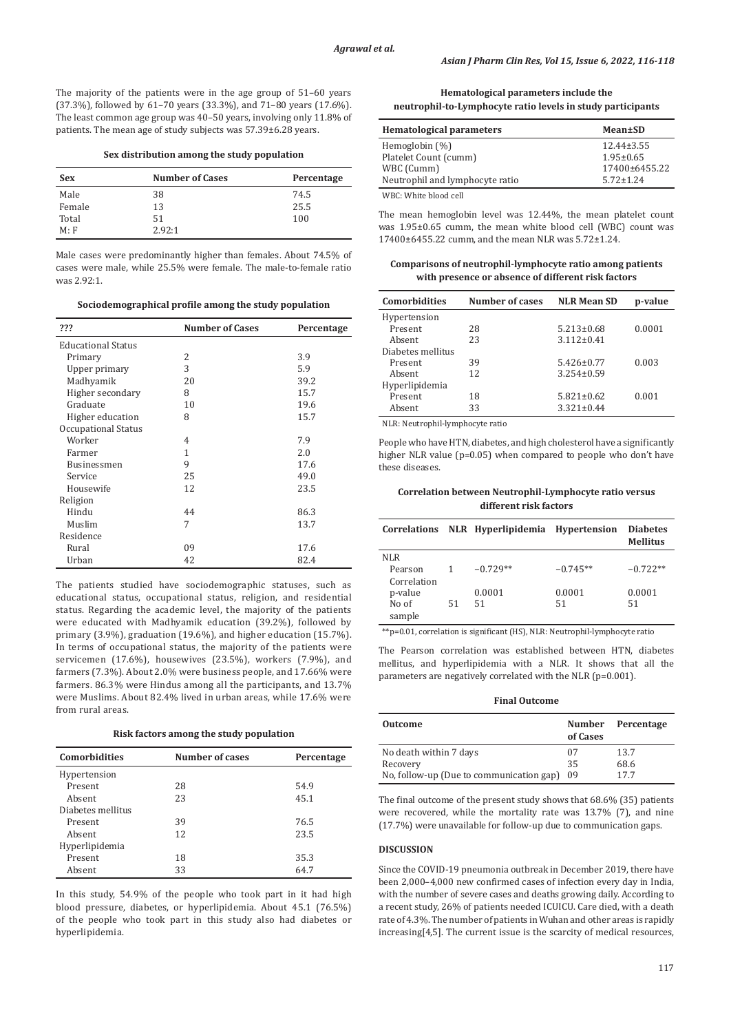The majority of the patients were in the age group of 51–60 years (37.3%), followed by 61–70 years (33.3%), and 71–80 years (17.6%). The least common age group was 40–50 years, involving only 11.8% of patients. The mean age of study subjects was 57.39±6.28 years.

**Sex distribution among the study population**

| Sex | Number of Cases | Percentage |
|---|---|---|
| Male | 38 | 74.5 |
| Female | 13 | 25.5 |
| Total | 51 | 100 |
| M: F | 2.92:1 | |

Male cases were predominantly higher than females. About 74.5% of cases were male, while 25.5% were female. The male-to-female ratio was 2.92:1.

**Sociodemographical profile among the study population**

| ??? | Number of Cases | Percentage |
|---|---|---|
| Educational Status | | |
| Primary | 2 | 3.9 |
| Upper primary | 3 | 5.9 |
| Madhyamik | 20 | 39.2 |
| Higher secondary | 8 | 15.7 |
| Graduate | 10 | 19.6 |
| Higher education | 8 | 15.7 |
| Occupational Status | | |
| Worker | 4 | 7.9 |
| Farmer | 1 | 2.0 |
| Businessmen | 9 | 17.6 |
| Service | 25 | 49.0 |
| Housewife | 12 | 23.5 |
| Religion | | |
| Hindu | 44 | 86.3 |
| Muslim | 7 | 13.7 |
| Residence | | |
| Rural | 09 | 17.6 |
| Urban | 42 | 82.4 |

The patients studied have sociodemographic statuses, such as educational status, occupational status, religion, and residential status. Regarding the academic level, the majority of the patients were educated with Madhyamik education (39.2%), followed by primary (3.9%), graduation (19.6%), and higher education (15.7%). In terms of occupational status, the majority of the patients were servicemen (17.6%), housewives (23.5%), workers (7.9%), and farmers (7.3%). About 2.0% were business people, and 17.66% were farmers. 86.3% were Hindus among all the participants, and 13.7% were Muslims. About 82.4% lived in urban areas, while 17.6% were from rural areas.

**Risk factors among the study population**

| Comorbidities | Number of cases | Percentage |
|---|---|---|
| Hypertension | | |
| Present | 28 | 54.9 |
| Absent | 23 | 45.1 |
| Diabetes mellitus | | |
| Present | 39 | 76.5 |
| Absent | 12 | 23.5 |
| Hyperlipidemia | | |
| Present | 18 | 35.3 |
| Absent | 33 | 64.7 |

In this study, 54.9% of the people who took part in it had high blood pressure, diabetes, or hyperlipidemia. About 45.1 (76.5%) of the people who took part in this study also had diabetes or hyperlipidemia.

**Hematological parameters include the neutrophil-to-Lymphocyte ratio levels in study participants**

| Hematological parameters | Mean±SD |
|---|---|
| Hemoglobin (%) | 12.44±3.55 |
| Platelet Count (cumm) | 1.95±0.65 |
| WBC (Cumm) | 17400±6455.22 |
| Neutrophil and lymphocyte ratio | 5.72±1.24 |

WBC: White blood cell

The mean hemoglobin level was 12.44%, the mean platelet count was 1.95±0.65 cumm, the mean white blood cell (WBC) count was 17400±6455.22 cumm, and the mean NLR was 5.72±1.24.

**Comparisons of neutrophil-lymphocyte ratio among patients with presence or absence of different risk factors**

| Comorbidities | Number of cases | NLR Mean SD | p-value |
|---|---|---|---|
| Hypertension | | | |
| Present | 28 | 5.213±0.68 | 0.0001 |
| Absent | 23 | 3.112±0.41 | |
| Diabetes mellitus | | | |
| Present | 39 | 5.426±0.77 | 0.003 |
| Absent | 12 | 3.254±0.59 | |
| Hyperlipidemia | | | |
| Present | 18 | 5.821±0.62 | 0.001 |
| Absent | 33 | 3.321±0.44 | |

NLR: Neutrophil-lymphocyte ratio

People who have HTN, diabetes, and high cholesterol have a significantly higher NLR value (p=0.05) when compared to people who don't have these diseases.

**Correlation between Neutrophil-Lymphocyte ratio versus different risk factors**

| Correlations | NLR | Hyperlipidemia | Hypertension | Diabetes Mellitus |
|---|---|---|---|---|
| NLR | | | | |
| Pearson Correlation | 1 | −0.729** | −0.745** | −0.722** |
| p-value | | 0.0001 | 0.0001 | 0.0001 |
| No of sample | 51 | 51 | 51 | 51 |

**p=0.01, correlation is significant (HS), NLR: Neutrophil-lymphocyte ratio

The Pearson correlation was established between HTN, diabetes mellitus, and hyperlipidemia with a NLR. It shows that all the parameters are negatively correlated with the NLR (p=0.001).

**Final Outcome**

| Outcome | Number of Cases | Percentage |
|---|---|---|
| No death within 7 days | 07 | 13.7 |
| Recovery | 35 | 68.6 |
| No, follow-up (Due to communication gap) | 09 | 17.7 |

The final outcome of the present study shows that 68.6% (35) patients were recovered, while the mortality rate was 13.7% (7), and nine (17.7%) were unavailable for follow-up due to communication gaps.

## DISCUSSION

Since the COVID-19 pneumonia outbreak in December 2019, there have been 2,000–4,000 new confirmed cases of infection every day in India, with the number of severe cases and deaths growing daily. According to a recent study, 26% of patients needed ICUICU. Care died, with a death rate of 4.3%. The number of patients in Wuhan and other areas is rapidly increasing[4,5]. The current issue is the scarcity of medical resources,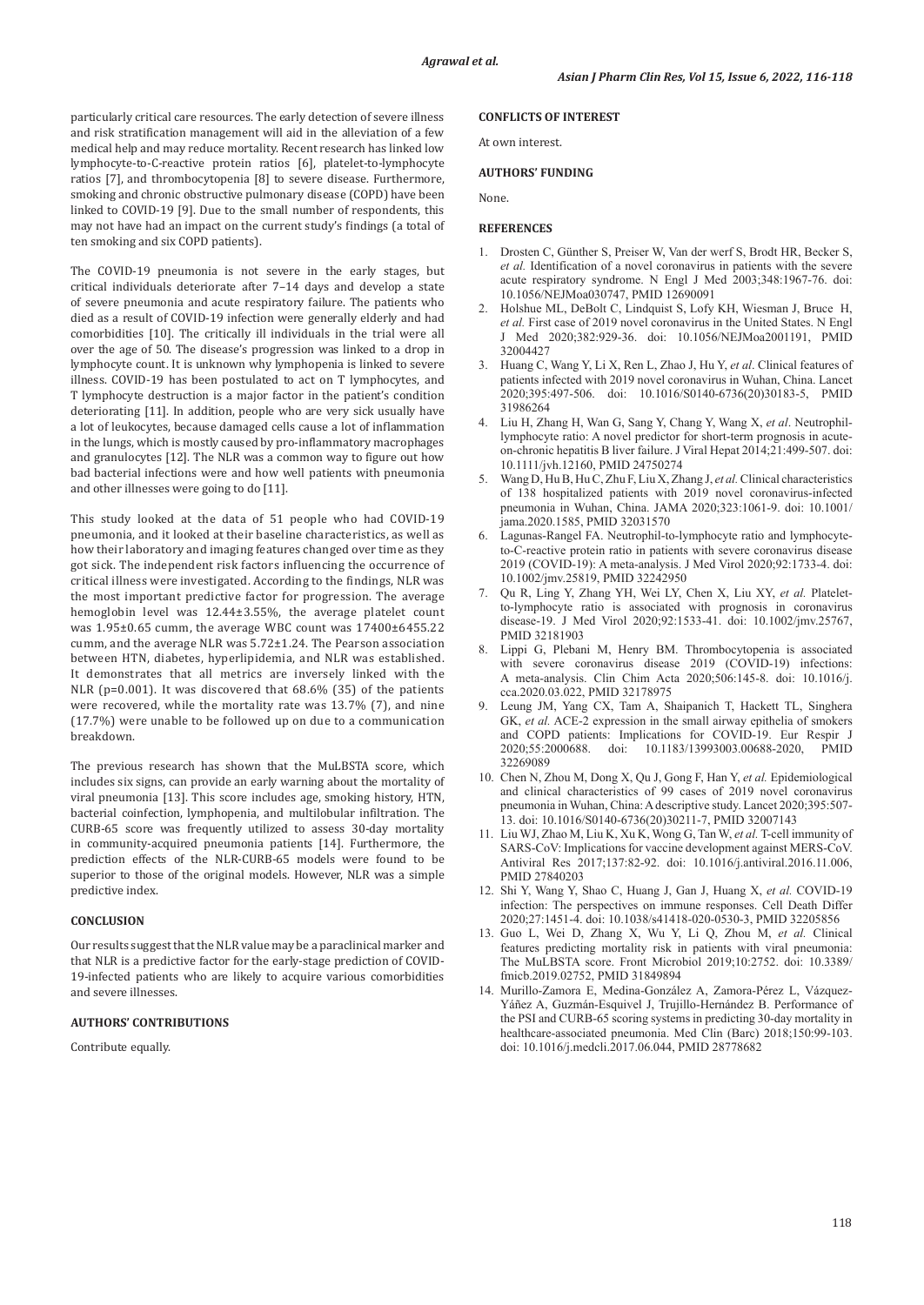particularly critical care resources. The early detection of severe illness and risk stratification management will aid in the alleviation of a few medical help and may reduce mortality. Recent research has linked low lymphocyte-to-C-reactive protein ratios [6], platelet-to-lymphocyte ratios [7], and thrombocytopenia [8] to severe disease. Furthermore, smoking and chronic obstructive pulmonary disease (COPD) have been linked to COVID-19 [9]. Due to the small number of respondents, this may not have had an impact on the current study's findings (a total of ten smoking and six COPD patients).

The COVID-19 pneumonia is not severe in the early stages, but critical individuals deteriorate after 7–14 days and develop a state of severe pneumonia and acute respiratory failure. The patients who died as a result of COVID-19 infection were generally elderly and had comorbidities [10]. The critically ill individuals in the trial were all over the age of 50. The disease's progression was linked to a drop in lymphocyte count. It is unknown why lymphopenia is linked to severe illness. COVID-19 has been postulated to act on T lymphocytes, and T lymphocyte destruction is a major factor in the patient's condition deteriorating [11]. In addition, people who are very sick usually have a lot of leukocytes, because damaged cells cause a lot of inflammation in the lungs, which is mostly caused by pro-inflammatory macrophages and granulocytes [12]. The NLR was a common way to figure out how bad bacterial infections were and how well patients with pneumonia and other illnesses were going to do [11].

This study looked at the data of 51 people who had COVID-19 pneumonia, and it looked at their baseline characteristics, as well as how their laboratory and imaging features changed over time as they got sick. The independent risk factors influencing the occurrence of critical illness were investigated. According to the findings, NLR was the most important predictive factor for progression. The average hemoglobin level was 12.44±3.55%, the average platelet count was 1.95±0.65 cumm, the average WBC count was 17400±6455.22 cumm, and the average NLR was 5.72±1.24. The Pearson association between HTN, diabetes, hyperlipidemia, and NLR was established. It demonstrates that all metrics are inversely linked with the NLR ($p=0.001$). It was discovered that 68.6% (35) of the patients were recovered, while the mortality rate was 13.7% (7), and nine (17.7%) were unable to be followed up on due to a communication breakdown.

The previous research has shown that the MuLBSTA score, which includes six signs, can provide an early warning about the mortality of viral pneumonia [13]. This score includes age, smoking history, HTN, bacterial coinfection, lymphopenia, and multilobular infiltration. The CURB-65 score was frequently utilized to assess 30-day mortality in community-acquired pneumonia patients [14]. Furthermore, the prediction effects of the NLR-CURB-65 models were found to be superior to those of the original models. However, NLR was a simple predictive index.

## CONCLUSION

Our results suggest that the NLR value may be a paraclinical marker and that NLR is a predictive factor for the early-stage prediction of COVID-19-infected patients who are likely to acquire various comorbidities and severe illnesses.

## AUTHORS' CONTRIBUTIONS

Contribute equally.

## CONFLICTS OF INTEREST

At own interest.

## AUTHORS' FUNDING

None.

## REFERENCES

1. Drosten C, Günther S, Preiser W, Van der werf S, Brodt HR, Becker S, *et al.* Identification of a novel coronavirus in patients with the severe acute respiratory syndrome. N Engl J Med 2003;348:1967-76. doi: 10.1056/NEJMoa030747, PMID 12690091
2. Holshue ML, DeBolt C, Lindquist S, Lofy KH, Wiesman J, Bruce H, *et al.* First case of 2019 novel coronavirus in the United States. N Engl J Med 2020;382:929-36. doi: 10.1056/NEJMoa2001191, PMID 32004427
3. Huang C, Wang Y, Li X, Ren L, Zhao J, Hu Y, *et al*. Clinical features of patients infected with 2019 novel coronavirus in Wuhan, China. Lancet 2020;395:497-506. doi: 10.1016/S0140-6736(20)30183-5, PMID 31986264
4. Liu H, Zhang H, Wan G, Sang Y, Chang Y, Wang X, *et al*. Neutrophil-lymphocyte ratio: A novel predictor for short-term prognosis in acute-on-chronic hepatitis B liver failure. J Viral Hepat 2014;21:499-507. doi: 10.1111/jvh.12160, PMID 24750274
5. Wang D, Hu B, Hu C, Zhu F, Liu X, Zhang J, *et al.* Clinical characteristics of 138 hospitalized patients with 2019 novel coronavirus-infected pneumonia in Wuhan, China. JAMA 2020;323:1061-9. doi: 10.1001/jama.2020.1585, PMID 32031570
6. Lagunas-Rangel FA. Neutrophil-to-lymphocyte ratio and lymphocyte-to-C-reactive protein ratio in patients with severe coronavirus disease 2019 (COVID-19): A meta-analysis. J Med Virol 2020;92:1733-4. doi: 10.1002/jmv.25819, PMID 32242950
7. Qu R, Ling Y, Zhang YH, Wei LY, Chen X, Liu XY, *et al.* Platelet-to-lymphocyte ratio is associated with prognosis in coronavirus disease-19. J Med Virol 2020;92:1533-41. doi: 10.1002/jmv.25767, PMID 32181903
8. Lippi G, Plebani M, Henry BM. Thrombocytopenia is associated with severe coronavirus disease 2019 (COVID-19) infections: A meta-analysis. Clin Chim Acta 2020;506:145-8. doi: 10.1016/j.cca.2020.03.022, PMID 32178975
9. Leung JM, Yang CX, Tam A, Shaipanich T, Hackett TL, Singhera GK, *et al.* ACE-2 expression in the small airway epithelia of smokers and COPD patients: Implications for COVID-19. Eur Respir J 2020;55:2000688. doi: 10.1183/13993003.00688-2020, PMID 32269089
10. Chen N, Zhou M, Dong X, Qu J, Gong F, Han Y, *et al.* Epidemiological and clinical characteristics of 99 cases of 2019 novel coronavirus pneumonia in Wuhan, China: A descriptive study. Lancet 2020;395:507-13. doi: 10.1016/S0140-6736(20)30211-7, PMID 32007143
11. Liu WJ, Zhao M, Liu K, Xu K, Wong G, Tan W, *et al.* T-cell immunity of SARS-CoV: Implications for vaccine development against MERS-CoV. Antiviral Res 2017;137:82-92. doi: 10.1016/j.antiviral.2016.11.006, PMID 27840203
12. Shi Y, Wang Y, Shao C, Huang J, Gan J, Huang X, *et al.* COVID-19 infection: The perspectives on immune responses. Cell Death Differ 2020;27:1451-4. doi: 10.1038/s41418-020-0530-3, PMID 32205856
13. Guo L, Wei D, Zhang X, Wu Y, Li Q, Zhou M, *et al.* Clinical features predicting mortality risk in patients with viral pneumonia: The MuLBSTA score. Front Microbiol 2019;10:2752. doi: 10.3389/fmicb.2019.02752, PMID 31849894
14. Murillo-Zamora E, Medina-González A, Zamora-Pérez L, Vázquez-Yáñez A, Guzmán-Esquivel J, Trujillo-Hernández B. Performance of the PSI and CURB-65 scoring systems in predicting 30-day mortality in healthcare-associated pneumonia. Med Clin (Barc) 2018;150:99-103. doi: 10.1016/j.medcli.2017.06.044, PMID 28778682